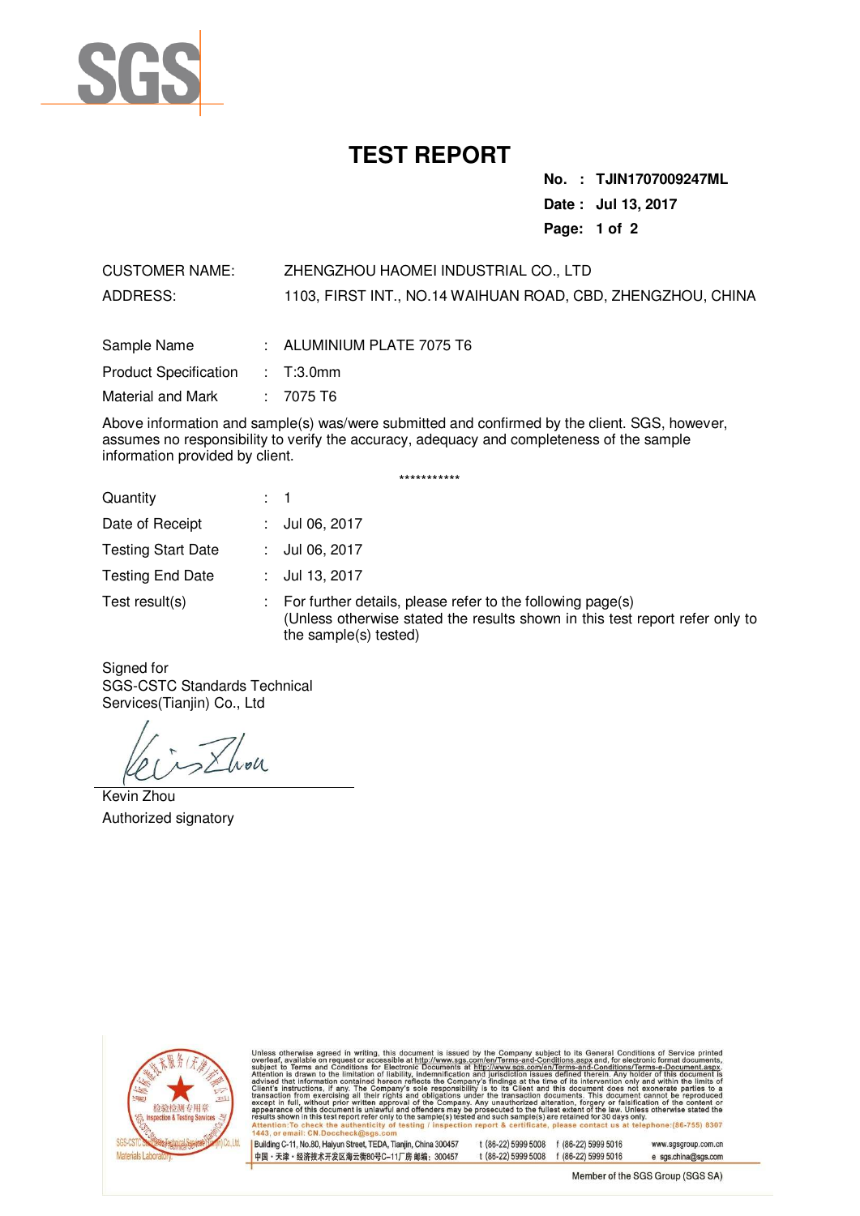# TEST REPORT

**No. : TJIN1707009247ML**
**Date : Jul 13, 2017**

CUSTOMER NAME: ZHENGZHOU HAOMEI INDUSTRIAL CO., LTD

ADDRESS: 1103, FIRST INT., NO.14 WAIHUAN ROAD, CBD, ZHENGZHOU, CHINA

| | | |
|---|---|---|
| Sample Name | : | ALUMINIUM PLATE 7075 T6 |
| Product Specification | : | T:3.0mm |
| Material and Mark | : | 7075 T6 |

Above information and sample(s) was/were submitted and confirmed by the client. SGS, however, assumes no responsibility to verify the accuracy, adequacy and completeness of the sample information provided by client.

***********

| | | |
|---|---|---|
| Quantity | : | 1 |
| Date of Receipt | : | Jul 06, 2017 |
| Testing Start Date | : | Jul 06, 2017 |
| Testing End Date | : | Jul 13, 2017 |
| Test result(s) | : | For further details, please refer to the following page(s) (Unless otherwise stated the results shown in this test report refer only to the sample(s) tested) |

Signed for
SGS-CSTC Standards Technical Services(Tianjin) Co., Ltd

Kevin Zhou
Authorized signatory

Unless otherwise agreed in writing, this document is issued by the Company subject to its General Conditions of Service printed overleaf, available on request or accessible at http://www.sgs.com/en/Terms-and-Conditions.aspx and, for electronic format documents, subject to Terms and Conditions for Electronic Documents at http://www.sgs.com/en/Terms-and-Conditions/Terms-e-Document.aspx. Attention is drawn to the limitation of liability, indemnification and jurisdiction issues defined therein. Any holder of this document is advised that information contained hereon reflects the Company's findings at the time of its intervention only and within the limits of Client's instructions, if any. The Company's sole responsibility is to its Client and this document does not exonerate parties to a transaction from exercising all their rights and obligations under the transaction documents. This document cannot be reproduced except in full, without prior written approval of the Company. Any unauthorized alteration, forgery or falsification of the content or appearance of this document is unlawful and offenders may be prosecuted to the fullest extent of the law. Unless otherwise stated the results shown in this test report refer only to the sample(s) tested and such sample(s) are retained for 30 days only.
Attention:To check the authenticity of testing / inspection report & certificate, please contact us at telephone:(86-755) 8307 1443, or email: CN.Doccheck@sgs.com

Building C-11, No.80, Haiyun Street, TEDA, Tianjin, China 300457 t (86-22) 5999 5008 f (86-22) 5999 5016 www.sgsgroup.com.cn
中国・天津・经济技术开发区海云街80号C-11厂房 邮编：300457 t (86-22) 5999 5008 f (86-22) 5999 5016 e sgs.china@sgs.com

Member of the SGS Group (SGS SA)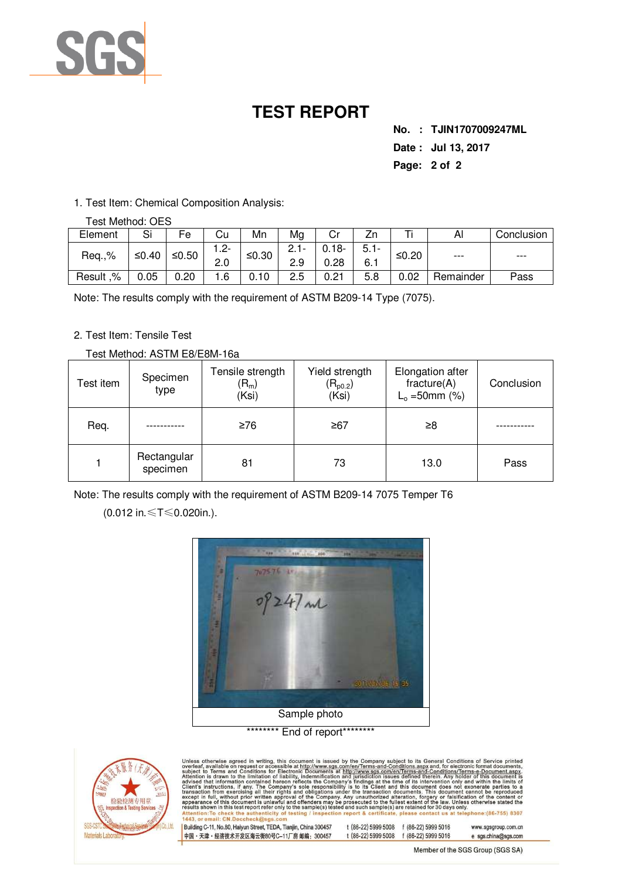# TEST REPORT

**No. : TJIN1707009247ML**
**Date : Jul 13, 2017**

1. Test Item: Chemical Composition Analysis:

Test Method: OES

| Element | Si | Fe | Cu | Mn | Mg | Cr | Zn | Ti | Al | Conclusion |
|---|---|---|---|---|---|---|---|---|---|---|
| Req.,% | ≤0.40 | ≤0.50 | 1.2-2.0 | ≤0.30 | 2.1-2.9 | 0.18-0.28 | 5.1-6.1 | ≤0.20 | --- | --- |
| Result ,% | 0.05 | 0.20 | 1.6 | 0.10 | 2.5 | 0.21 | 5.8 | 0.02 | Remainder | Pass |

Note: The results comply with the requirement of ASTM B209-14 Type (7075).

2. Test Item: Tensile Test

Test Method: ASTM E8/E8M-16a

| Test item | Specimen type | Tensile strength ($R_m$) (Ksi) | Yield strength ($R_{p0.2}$) (Ksi) | Elongation after fracture(A) $L_o$ =50mm (%) | Conclusion |
|---|---|---|---|---|---|
| Req. | ----------- | ≥76 | ≥67 | ≥8 | ----------- |
| 1 | Rectangular specimen | 81 | 73 | 13.0 | Pass |

Note: The results comply with the requirement of ASTM B209-14 7075 Temper T6 (0.012 in.≤T≤0.020in.).

Sample photo

******** End of report********

Unless otherwise agreed in writing, this document is issued by the Company subject to its General Conditions of Service printed overleaf, available on request or accessible at http://www.sgs.com/en/Terms-and-Conditions.aspx and, for electronic format documents, subject to Terms and Conditions for Electronic Documents at http://www.sgs.com/en/Terms-and-Conditions/Terms-e-Document.aspx. Attention is drawn to the limitation of liability, indemnification and jurisdiction issues defined therein. Any holder of this document is advised that information contained hereon reflects the Company's findings at the time of its intervention only and within the limits of Client's instructions, if any. The Company's sole responsibility is to its Client and this document does not exonerate parties to a transaction from exercising all their rights and obligations under the transaction documents. This document cannot be reproduced except in full, without prior written approval of the Company. Any unauthorized alteration, forgery or falsification of the content or appearance of this document is unlawful and offenders may be prosecuted to the fullest extent of the law. Unless otherwise stated the results shown in this test report refer only to the sample(s) tested and such sample(s) are retained for 30 days only.
Attention:To check the authenticity of testing / inspection report & certificate, please contact us at telephone:(86-755) 8307 1443, or email: CN.Doccheck@sgs.com

Building C-11, No.80, Haiyun Street, TEDA, Tianjin, China 300457 t (86-22) 5999 5008 f (86-22) 5999 5016 www.sgsgroup.com.cn
中国・天津・经济技术开发区海云街80号C-11厂房 邮编：300457 t (86-22) 5999 5008 f (86-22) 5999 5016 e sgs.china@sgs.com

Member of the SGS Group (SGS SA)